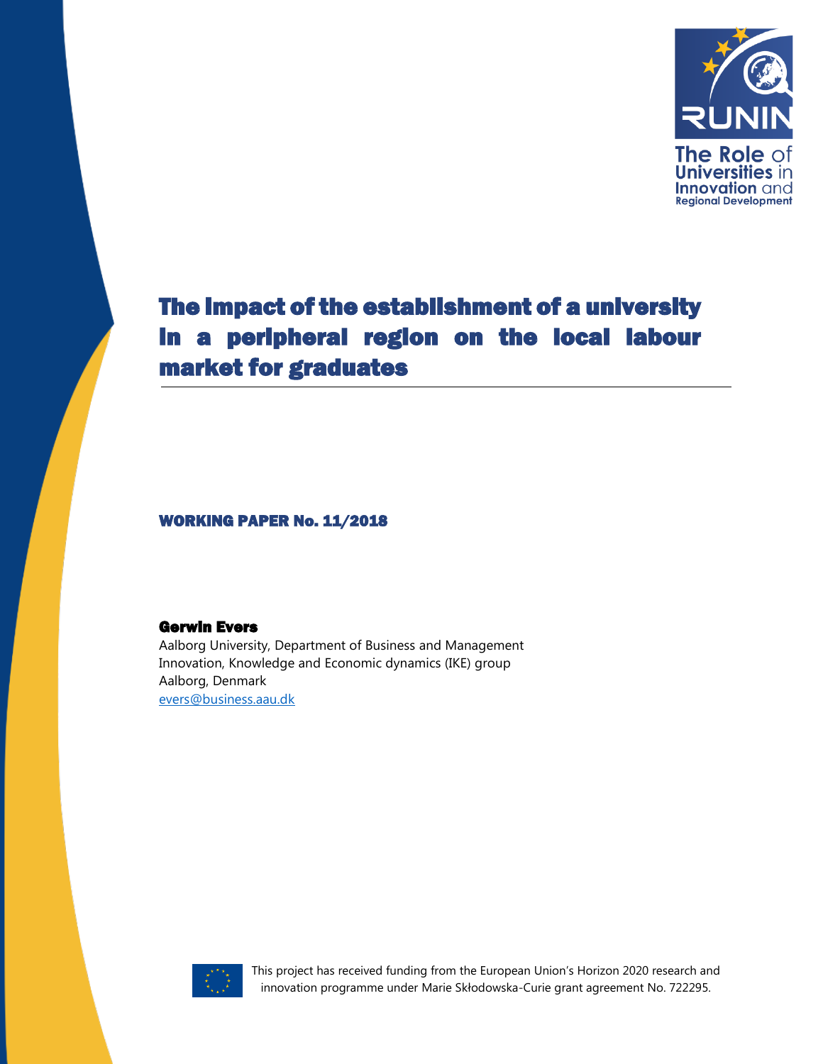RUNIN

The Role of Universities in Innovation and Regional Development

# The impact of the establishment of a university in a peripheral region on the local labour market for graduates

**WORKING PAPER No. 11/2018**

**Gerwin Evers**
Aalborg University, Department of Business and Management
Innovation, Knowledge and Economic dynamics (IKE) group
Aalborg, Denmark
evers@business.aau.dk

This project has received funding from the European Union's Horizon 2020 research and innovation programme under Marie Skłodowska-Curie grant agreement No. 722295.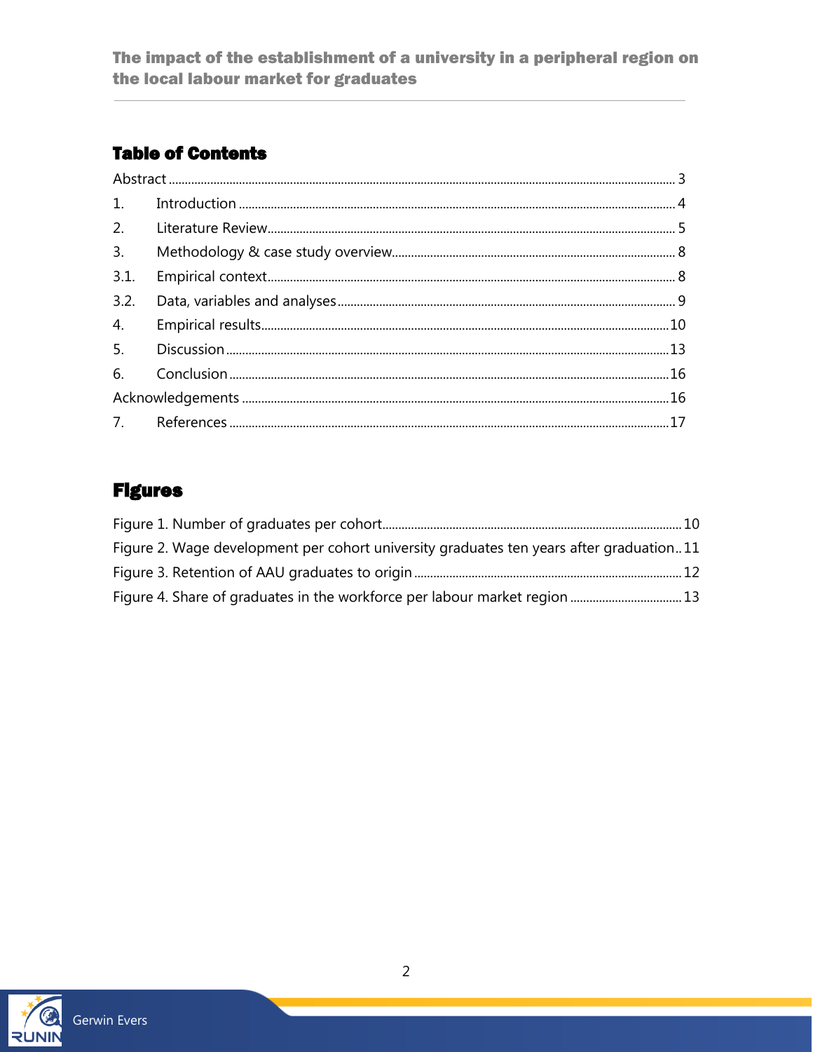## Table of Contents

Abstract ........................................................................................................................................... 3

1. Introduction ................................................................................................................................ 4

2. Literature Review........................................................................................................................ 5

3. Methodology & case study overview........................................................................................ 8

3.1. Empirical context....................................................................................................................... 8

3.2. Data, variables and analyses ..................................................................................................... 9

4. Empirical results.......................................................................................................................... 10

5. Discussion .................................................................................................................................... 13

6. Conclusion .................................................................................................................................... 16

Acknowledgements ........................................................................................................................ 16

7. References .................................................................................................................................... 17

## Figures

Figure 1. Number of graduates per cohort............................................................................................ 10

Figure 2. Wage development per cohort university graduates ten years after graduation.. 11

Figure 3. Retention of AAU graduates to origin .................................................................................. 12

Figure 4. Share of graduates in the workforce per labour market region ................................. 13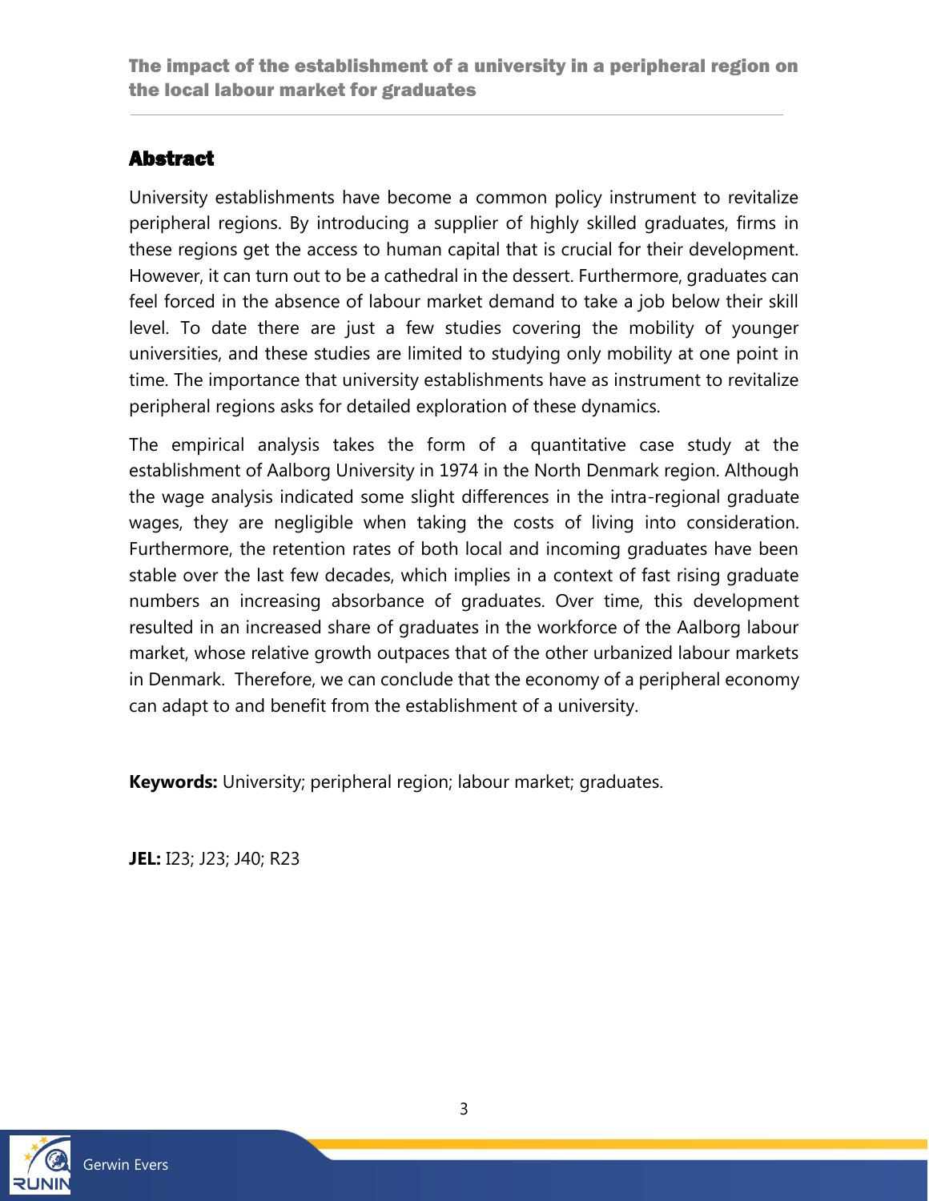## Abstract

University establishments have become a common policy instrument to revitalize peripheral regions. By introducing a supplier of highly skilled graduates, firms in these regions get the access to human capital that is crucial for their development. However, it can turn out to be a cathedral in the dessert. Furthermore, graduates can feel forced in the absence of labour market demand to take a job below their skill level. To date there are just a few studies covering the mobility of younger universities, and these studies are limited to studying only mobility at one point in time. The importance that university establishments have as instrument to revitalize peripheral regions asks for detailed exploration of these dynamics.

The empirical analysis takes the form of a quantitative case study at the establishment of Aalborg University in 1974 in the North Denmark region. Although the wage analysis indicated some slight differences in the intra-regional graduate wages, they are negligible when taking the costs of living into consideration. Furthermore, the retention rates of both local and incoming graduates have been stable over the last few decades, which implies in a context of fast rising graduate numbers an increasing absorbance of graduates. Over time, this development resulted in an increased share of graduates in the workforce of the Aalborg labour market, whose relative growth outpaces that of the other urbanized labour markets in Denmark. Therefore, we can conclude that the economy of a peripheral economy can adapt to and benefit from the establishment of a university.

**Keywords:** University; peripheral region; labour market; graduates.

**JEL:** I23; J23; J40; R23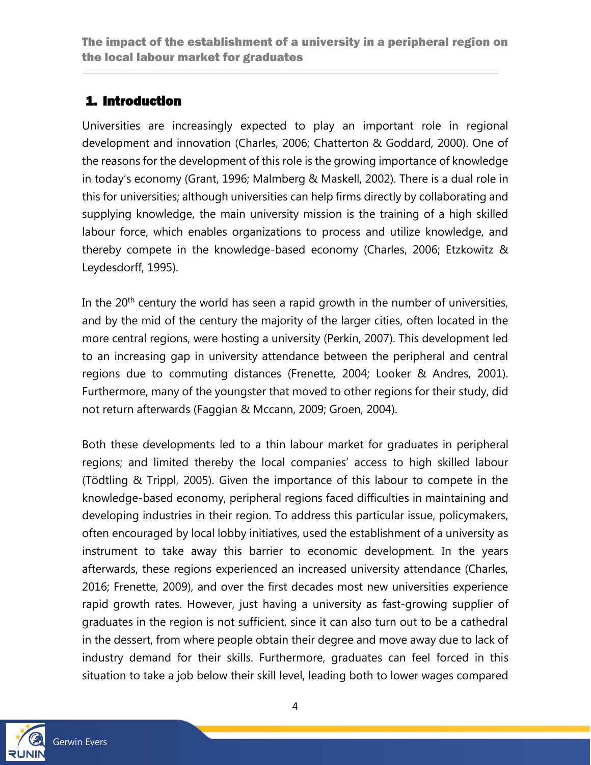## 1. Introduction

Universities are increasingly expected to play an important role in regional development and innovation (Charles, 2006; Chatterton & Goddard, 2000). One of the reasons for the development of this role is the growing importance of knowledge in today's economy (Grant, 1996; Malmberg & Maskell, 2002). There is a dual role in this for universities; although universities can help firms directly by collaborating and supplying knowledge, the main university mission is the training of a high skilled labour force, which enables organizations to process and utilize knowledge, and thereby compete in the knowledge-based economy (Charles, 2006; Etzkowitz & Leydesdorff, 1995).

In the 20th century the world has seen a rapid growth in the number of universities, and by the mid of the century the majority of the larger cities, often located in the more central regions, were hosting a university (Perkin, 2007). This development led to an increasing gap in university attendance between the peripheral and central regions due to commuting distances (Frenette, 2004; Looker & Andres, 2001). Furthermore, many of the youngster that moved to other regions for their study, did not return afterwards (Faggian & Mccann, 2009; Groen, 2004).

Both these developments led to a thin labour market for graduates in peripheral regions; and limited thereby the local companies' access to high skilled labour (Tödtling & Trippl, 2005). Given the importance of this labour to compete in the knowledge-based economy, peripheral regions faced difficulties in maintaining and developing industries in their region. To address this particular issue, policymakers, often encouraged by local lobby initiatives, used the establishment of a university as instrument to take away this barrier to economic development. In the years afterwards, these regions experienced an increased university attendance (Charles, 2016; Frenette, 2009), and over the first decades most new universities experience rapid growth rates. However, just having a university as fast-growing supplier of graduates in the region is not sufficient, since it can also turn out to be a cathedral in the dessert, from where people obtain their degree and move away due to lack of industry demand for their skills. Furthermore, graduates can feel forced in this situation to take a job below their skill level, leading both to lower wages compared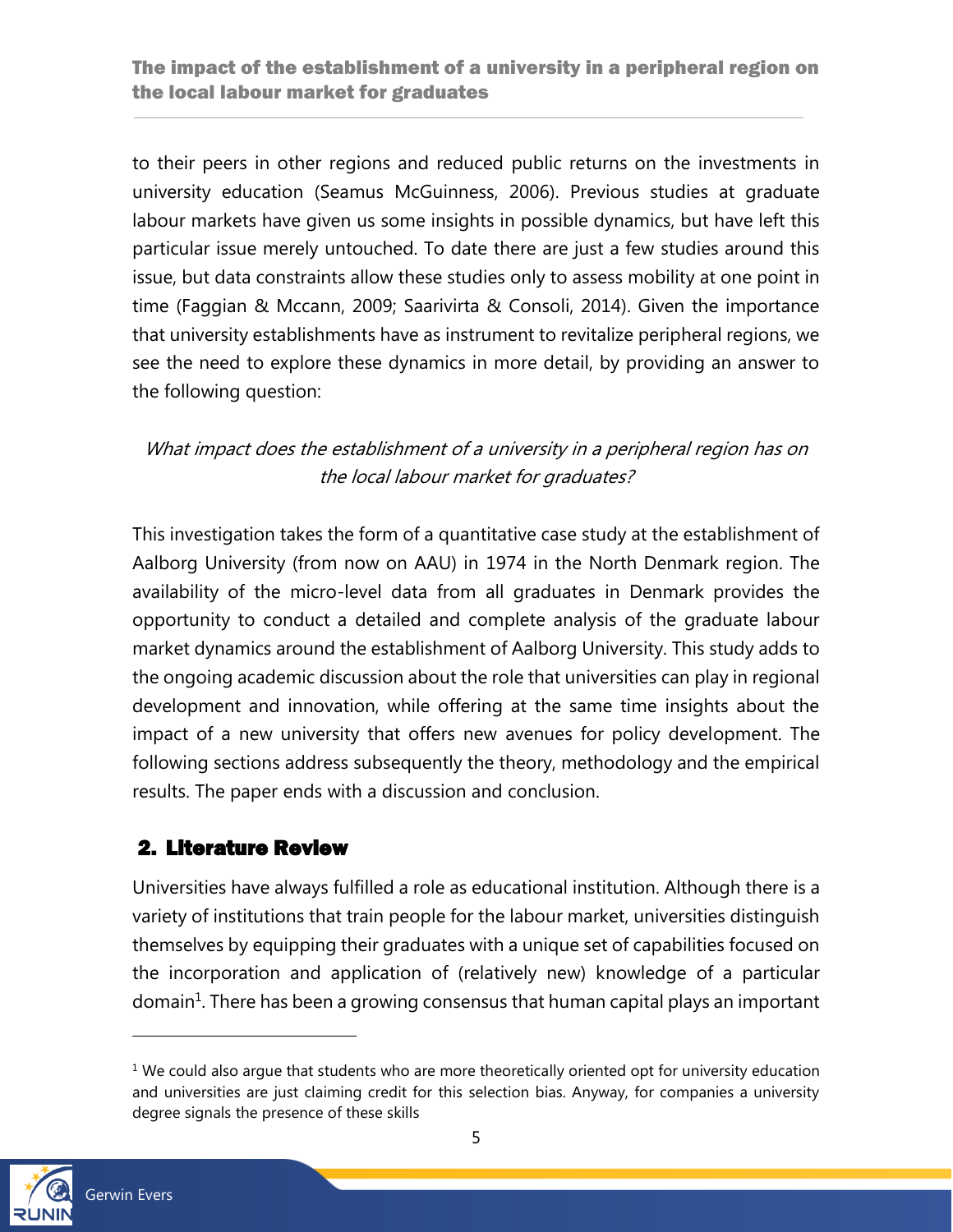to their peers in other regions and reduced public returns on the investments in university education (Seamus McGuinness, 2006). Previous studies at graduate labour markets have given us some insights in possible dynamics, but have left this particular issue merely untouched. To date there are just a few studies around this issue, but data constraints allow these studies only to assess mobility at one point in time (Faggian & Mccann, 2009; Saarivirta & Consoli, 2014). Given the importance that university establishments have as instrument to revitalize peripheral regions, we see the need to explore these dynamics in more detail, by providing an answer to the following question:

*What impact does the establishment of a university in a peripheral region has on the local labour market for graduates?*

This investigation takes the form of a quantitative case study at the establishment of Aalborg University (from now on AAU) in 1974 in the North Denmark region. The availability of the micro-level data from all graduates in Denmark provides the opportunity to conduct a detailed and complete analysis of the graduate labour market dynamics around the establishment of Aalborg University. This study adds to the ongoing academic discussion about the role that universities can play in regional development and innovation, while offering at the same time insights about the impact of a new university that offers new avenues for policy development. The following sections address subsequently the theory, methodology and the empirical results. The paper ends with a discussion and conclusion.

## 2. Literature Review

Universities have always fulfilled a role as educational institution. Although there is a variety of institutions that train people for the labour market, universities distinguish themselves by equipping their graduates with a unique set of capabilities focused on the incorporation and application of (relatively new) knowledge of a particular domain[1]. There has been a growing consensus that human capital plays an important

[1] We could also argue that students who are more theoretically oriented opt for university education and universities are just claiming credit for this selection bias. Anyway, for companies a university degree signals the presence of these skills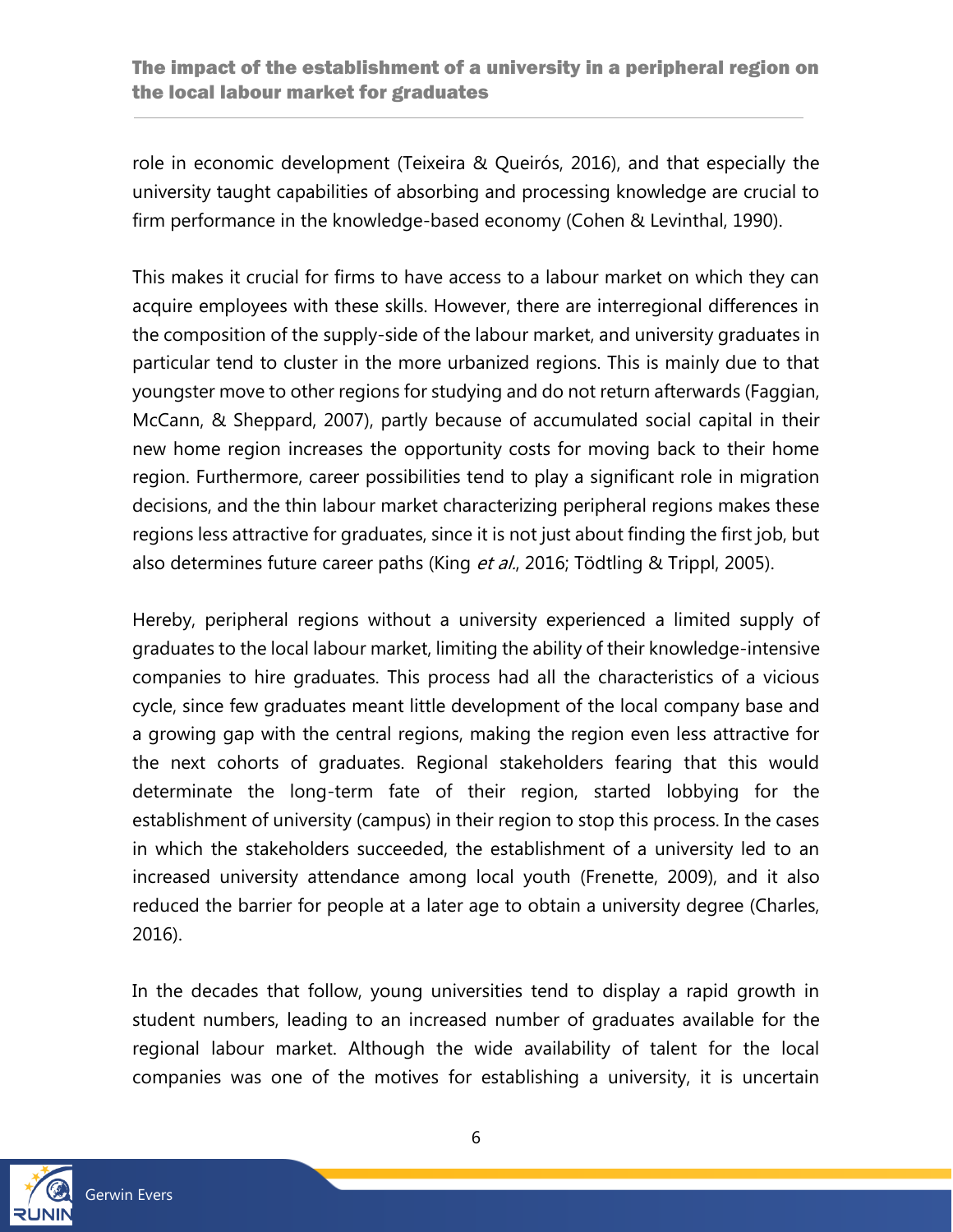role in economic development (Teixeira & Queirós, 2016), and that especially the university taught capabilities of absorbing and processing knowledge are crucial to firm performance in the knowledge-based economy (Cohen & Levinthal, 1990).

This makes it crucial for firms to have access to a labour market on which they can acquire employees with these skills. However, there are interregional differences in the composition of the supply-side of the labour market, and university graduates in particular tend to cluster in the more urbanized regions. This is mainly due to that youngster move to other regions for studying and do not return afterwards (Faggian, McCann, & Sheppard, 2007), partly because of accumulated social capital in their new home region increases the opportunity costs for moving back to their home region. Furthermore, career possibilities tend to play a significant role in migration decisions, and the thin labour market characterizing peripheral regions makes these regions less attractive for graduates, since it is not just about finding the first job, but also determines future career paths (King *et al.*, 2016; Tödtling & Trippl, 2005).

Hereby, peripheral regions without a university experienced a limited supply of graduates to the local labour market, limiting the ability of their knowledge-intensive companies to hire graduates. This process had all the characteristics of a vicious cycle, since few graduates meant little development of the local company base and a growing gap with the central regions, making the region even less attractive for the next cohorts of graduates. Regional stakeholders fearing that this would determinate the long-term fate of their region, started lobbying for the establishment of university (campus) in their region to stop this process. In the cases in which the stakeholders succeeded, the establishment of a university led to an increased university attendance among local youth (Frenette, 2009), and it also reduced the barrier for people at a later age to obtain a university degree (Charles, 2016).

In the decades that follow, young universities tend to display a rapid growth in student numbers, leading to an increased number of graduates available for the regional labour market. Although the wide availability of talent for the local companies was one of the motives for establishing a university, it is uncertain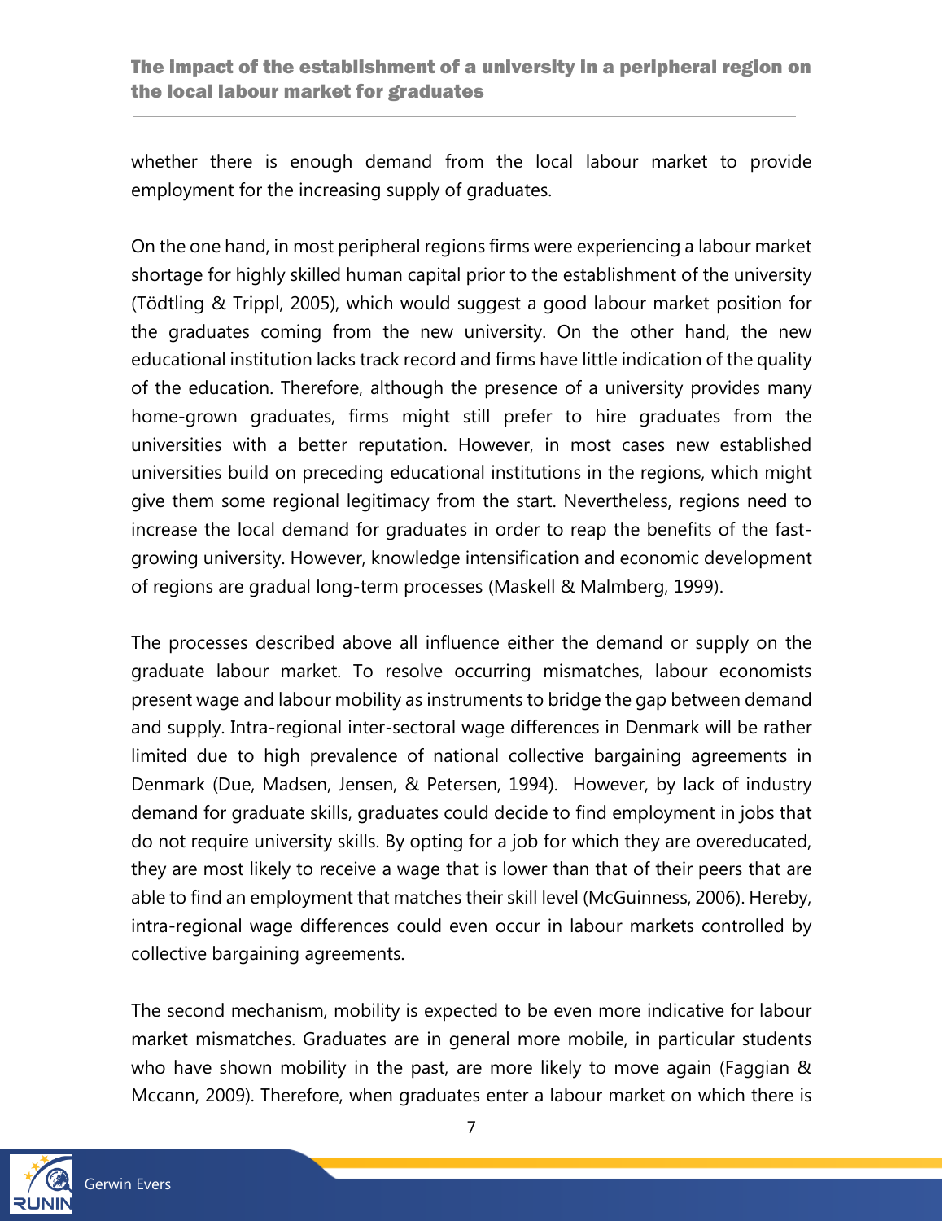whether there is enough demand from the local labour market to provide employment for the increasing supply of graduates.

On the one hand, in most peripheral regions firms were experiencing a labour market shortage for highly skilled human capital prior to the establishment of the university (Tödtling & Trippl, 2005), which would suggest a good labour market position for the graduates coming from the new university. On the other hand, the new educational institution lacks track record and firms have little indication of the quality of the education. Therefore, although the presence of a university provides many home-grown graduates, firms might still prefer to hire graduates from the universities with a better reputation. However, in most cases new established universities build on preceding educational institutions in the regions, which might give them some regional legitimacy from the start. Nevertheless, regions need to increase the local demand for graduates in order to reap the benefits of the fast-growing university. However, knowledge intensification and economic development of regions are gradual long-term processes (Maskell & Malmberg, 1999).

The processes described above all influence either the demand or supply on the graduate labour market. To resolve occurring mismatches, labour economists present wage and labour mobility as instruments to bridge the gap between demand and supply. Intra-regional inter-sectoral wage differences in Denmark will be rather limited due to high prevalence of national collective bargaining agreements in Denmark (Due, Madsen, Jensen, & Petersen, 1994). However, by lack of industry demand for graduate skills, graduates could decide to find employment in jobs that do not require university skills. By opting for a job for which they are overeducated, they are most likely to receive a wage that is lower than that of their peers that are able to find an employment that matches their skill level (McGuinness, 2006). Hereby, intra-regional wage differences could even occur in labour markets controlled by collective bargaining agreements.

The second mechanism, mobility is expected to be even more indicative for labour market mismatches. Graduates are in general more mobile, in particular students who have shown mobility in the past, are more likely to move again (Faggian & Mccann, 2009). Therefore, when graduates enter a labour market on which there is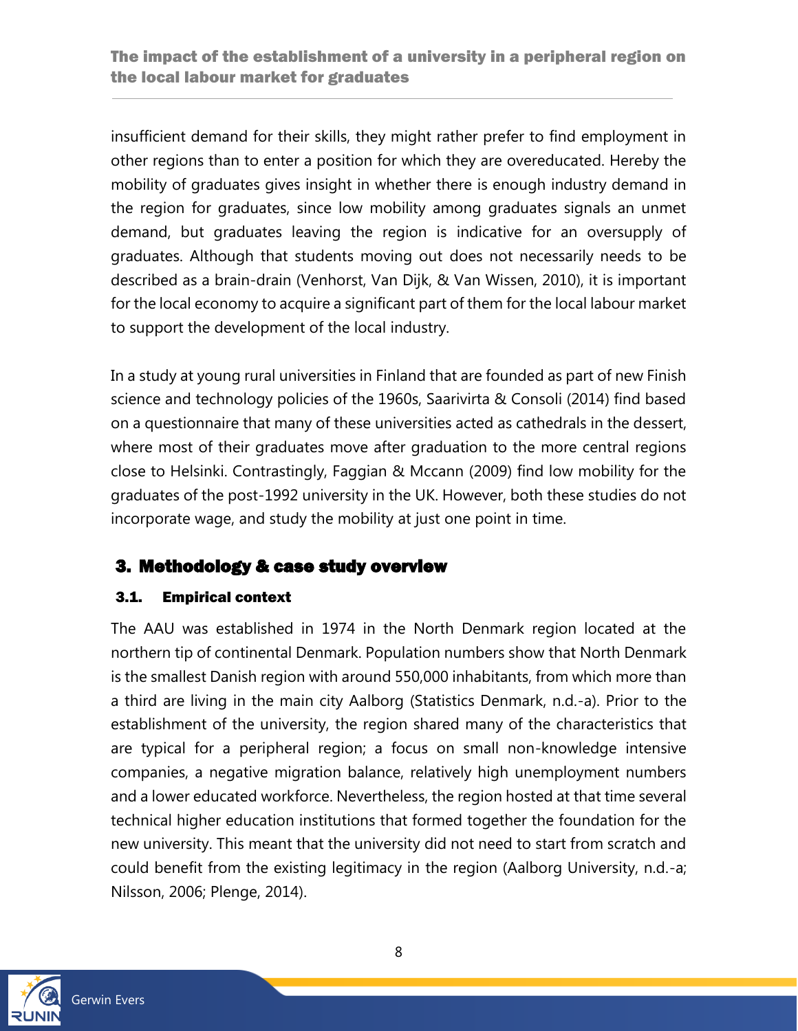insufficient demand for their skills, they might rather prefer to find employment in other regions than to enter a position for which they are overeducated. Hereby the mobility of graduates gives insight in whether there is enough industry demand in the region for graduates, since low mobility among graduates signals an unmet demand, but graduates leaving the region is indicative for an oversupply of graduates. Although that students moving out does not necessarily needs to be described as a brain-drain (Venhorst, Van Dijk, & Van Wissen, 2010), it is important for the local economy to acquire a significant part of them for the local labour market to support the development of the local industry.

In a study at young rural universities in Finland that are founded as part of new Finish science and technology policies of the 1960s, Saarivirta & Consoli (2014) find based on a questionnaire that many of these universities acted as cathedrals in the dessert, where most of their graduates move after graduation to the more central regions close to Helsinki. Contrastingly, Faggian & Mccann (2009) find low mobility for the graduates of the post-1992 university in the UK. However, both these studies do not incorporate wage, and study the mobility at just one point in time.

## 3. Methodology & case study overview

### 3.1. Empirical context

The AAU was established in 1974 in the North Denmark region located at the northern tip of continental Denmark. Population numbers show that North Denmark is the smallest Danish region with around 550,000 inhabitants, from which more than a third are living in the main city Aalborg (Statistics Denmark, n.d.-a). Prior to the establishment of the university, the region shared many of the characteristics that are typical for a peripheral region; a focus on small non-knowledge intensive companies, a negative migration balance, relatively high unemployment numbers and a lower educated workforce. Nevertheless, the region hosted at that time several technical higher education institutions that formed together the foundation for the new university. This meant that the university did not need to start from scratch and could benefit from the existing legitimacy in the region (Aalborg University, n.d.-a; Nilsson, 2006; Plenge, 2014).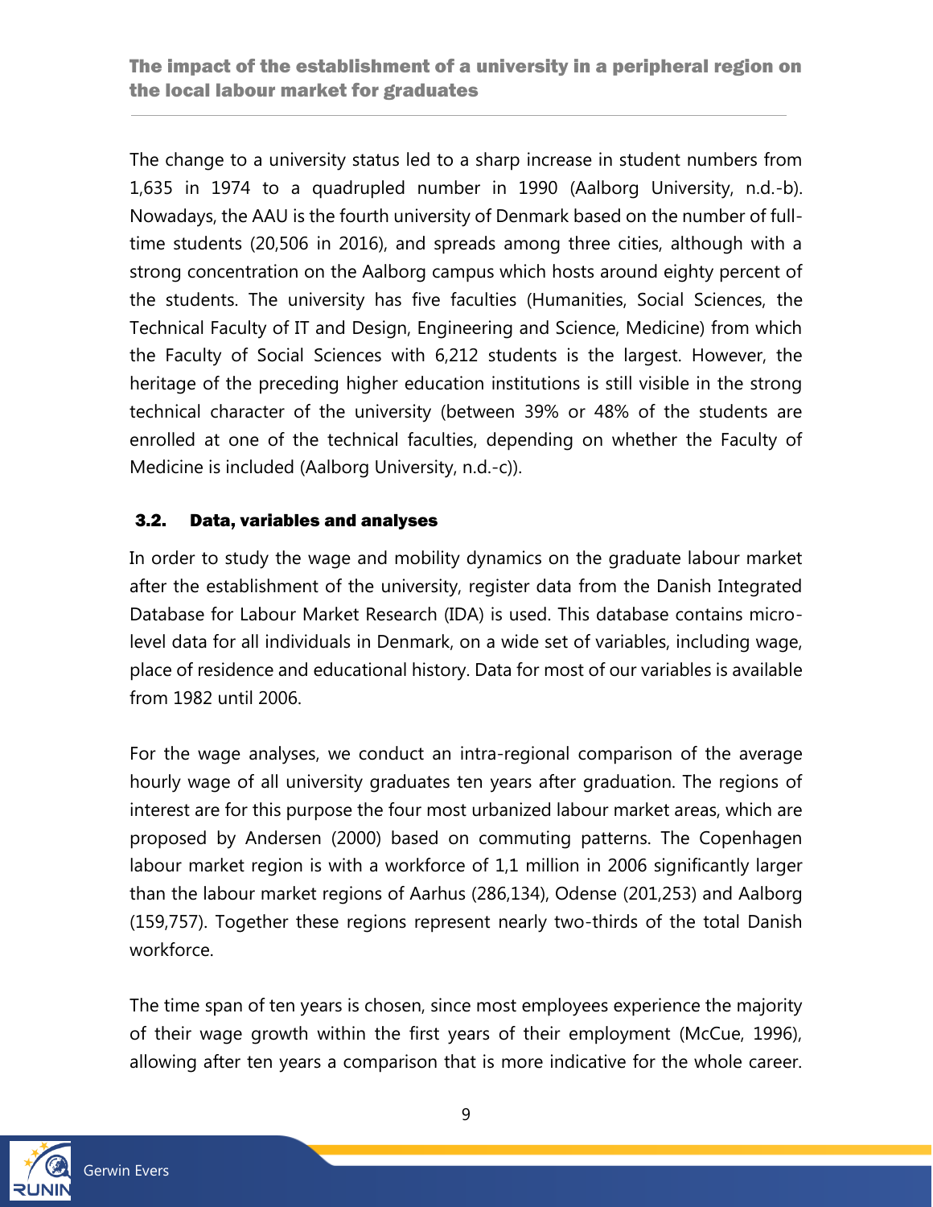The change to a university status led to a sharp increase in student numbers from 1,635 in 1974 to a quadrupled number in 1990 (Aalborg University, n.d.-b). Nowadays, the AAU is the fourth university of Denmark based on the number of full-time students (20,506 in 2016), and spreads among three cities, although with a strong concentration on the Aalborg campus which hosts around eighty percent of the students. The university has five faculties (Humanities, Social Sciences, the Technical Faculty of IT and Design, Engineering and Science, Medicine) from which the Faculty of Social Sciences with 6,212 students is the largest. However, the heritage of the preceding higher education institutions is still visible in the strong technical character of the university (between 39% or 48% of the students are enrolled at one of the technical faculties, depending on whether the Faculty of Medicine is included (Aalborg University, n.d.-c)).

### 3.2. Data, variables and analyses

In order to study the wage and mobility dynamics on the graduate labour market after the establishment of the university, register data from the Danish Integrated Database for Labour Market Research (IDA) is used. This database contains micro-level data for all individuals in Denmark, on a wide set of variables, including wage, place of residence and educational history. Data for most of our variables is available from 1982 until 2006.

For the wage analyses, we conduct an intra-regional comparison of the average hourly wage of all university graduates ten years after graduation. The regions of interest are for this purpose the four most urbanized labour market areas, which are proposed by Andersen (2000) based on commuting patterns. The Copenhagen labour market region is with a workforce of 1,1 million in 2006 significantly larger than the labour market regions of Aarhus (286,134), Odense (201,253) and Aalborg (159,757). Together these regions represent nearly two-thirds of the total Danish workforce.

The time span of ten years is chosen, since most employees experience the majority of their wage growth within the first years of their employment (McCue, 1996), allowing after ten years a comparison that is more indicative for the whole career.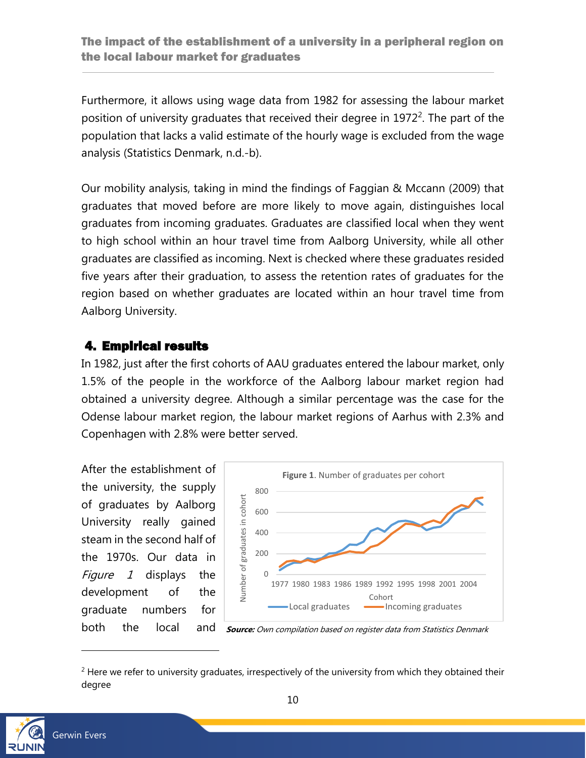Furthermore, it allows using wage data from 1982 for assessing the labour market position of university graduates that received their degree in 1972[2]. The part of the population that lacks a valid estimate of the hourly wage is excluded from the wage analysis (Statistics Denmark, n.d.-b).

Our mobility analysis, taking in mind the findings of Faggian & Mccann (2009) that graduates that moved before are more likely to move again, distinguishes local graduates from incoming graduates. Graduates are classified local when they went to high school within an hour travel time from Aalborg University, while all other graduates are classified as incoming. Next is checked where these graduates resided five years after their graduation, to assess the retention rates of graduates for the region based on whether graduates are located within an hour travel time from Aalborg University.

## 4. Empirical results

In 1982, just after the first cohorts of AAU graduates entered the labour market, only 1.5% of the people in the workforce of the Aalborg labour market region had obtained a university degree. Although a similar percentage was the case for the Odense labour market region, the labour market regions of Aarhus with 2.3% and Copenhagen with 2.8% were better served.

After the establishment of the university, the supply of graduates by Aalborg University really gained steam in the second half of the 1970s. Our data in *Figure 1* displays the development of the graduate numbers for both the local and

**Figure 1**. Number of graduates per cohort

Number of graduates in cohort

800
600
400
200
0

1977 1980 1983 1986 1989 1992 1995 1998 2001 2004

Cohort

Local graduates
Incoming graduates

***Source:*** *Own compilation based on register data from Statistics Denmark*

[2] Here we refer to university graduates, irrespectively of the university from which they obtained their degree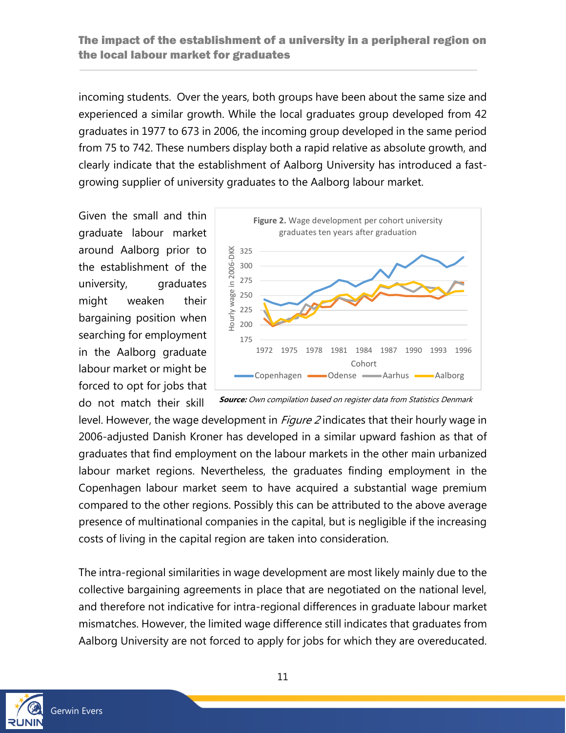incoming students. Over the years, both groups have been about the same size and experienced a similar growth. While the local graduates group developed from 42 graduates in 1977 to 673 in 2006, the incoming group developed in the same period from 75 to 742. These numbers display both a rapid relative as absolute growth, and clearly indicate that the establishment of Aalborg University has introduced a fast-growing supplier of university graduates to the Aalborg labour market.

Given the small and thin graduate labour market around Aalborg prior to the establishment of the university, graduates might weaken their bargaining position when searching for employment in the Aalborg graduate labour market or might be forced to opt for jobs that do not match their skill level. However, the wage development in *Figure 2* indicates that their hourly wage in 2006-adjusted Danish Kroner has developed in a similar upward fashion as that of graduates that find employment on the labour markets in the other main urbanized labour market regions. Nevertheless, the graduates finding employment in the Copenhagen labour market seem to have acquired a substantial wage premium compared to the other regions. Possibly this can be attributed to the above average presence of multinational companies in the capital, but is negligible if the increasing costs of living in the capital region are taken into consideration.

**Figure 2.** Wage development per cohort university graduates ten years after graduation

Hourly wage in 2006-DKK

325
300
275
250
225
200
175

1972 1975 1978 1981 1984 1987 1990 1993 1996

Cohort

Copenhagen Odense Aarhus Aalborg

***Source:*** *Own compilation based on register data from Statistics Denmark*

The intra-regional similarities in wage development are most likely mainly due to the collective bargaining agreements in place that are negotiated on the national level, and therefore not indicative for intra-regional differences in graduate labour market mismatches. However, the limited wage difference still indicates that graduates from Aalborg University are not forced to apply for jobs for which they are overeducated.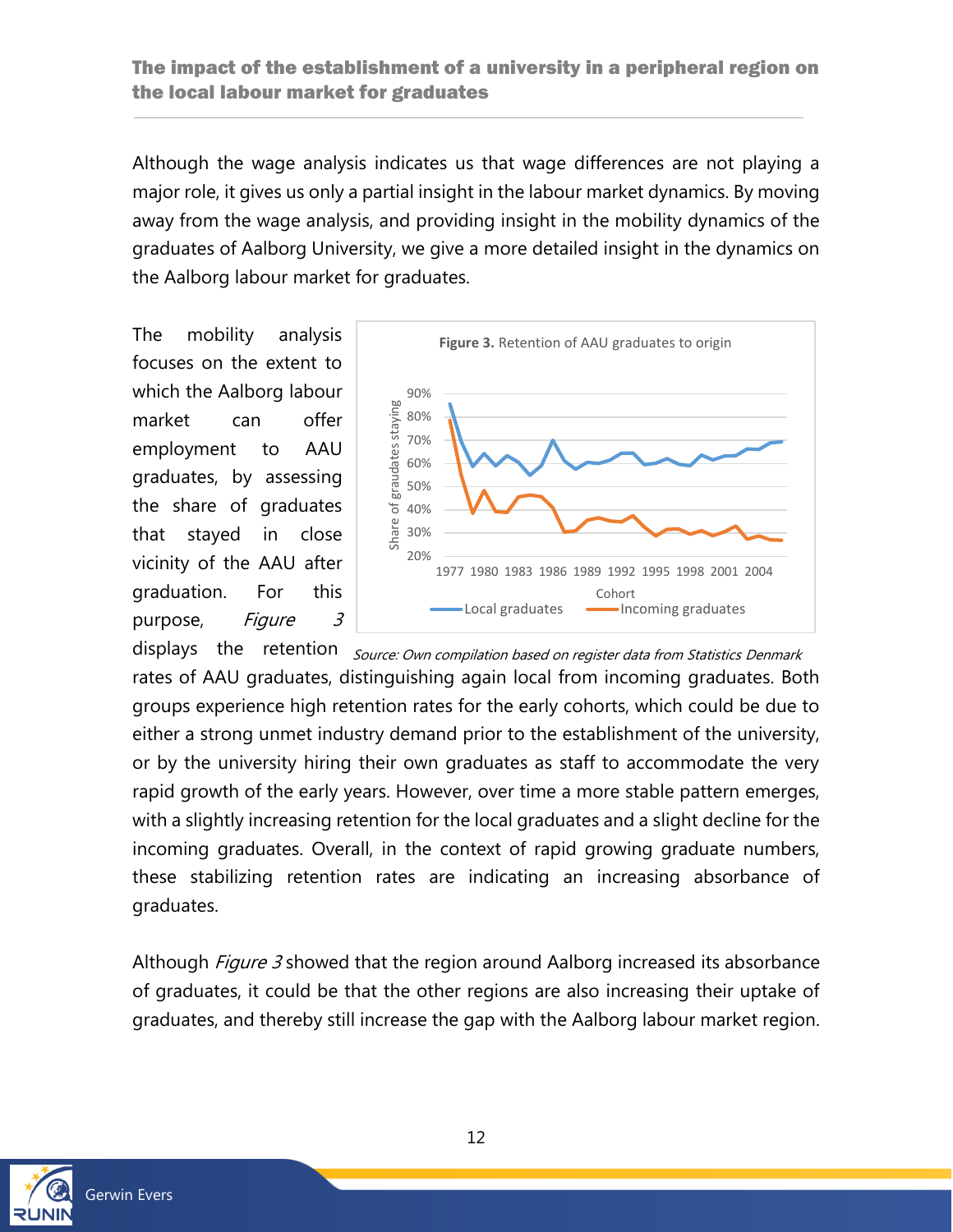Although the wage analysis indicates us that wage differences are not playing a major role, it gives us only a partial insight in the labour market dynamics. By moving away from the wage analysis, and providing insight in the mobility dynamics of the graduates of Aalborg University, we give a more detailed insight in the dynamics on the Aalborg labour market for graduates.

**Figure 3.** Retention of AAU graduates to origin

Share of graudates staying

90%
80%
70%
60%
50%
40%
30%
20%

1977 1980 1983 1986 1989 1992 1995 1998 2001 2004

Cohort

Local graduates
Incoming graduates

*Source: Own compilation based on register data from Statistics Denmark*

The mobility analysis focuses on the extent to which the Aalborg labour market can offer employment to AAU graduates, by assessing the share of graduates that stayed in close vicinity of the AAU after graduation. For this purpose, *Figure 3* displays the retention rates of AAU graduates, distinguishing again local from incoming graduates. Both groups experience high retention rates for the early cohorts, which could be due to either a strong unmet industry demand prior to the establishment of the university, or by the university hiring their own graduates as staff to accommodate the very rapid growth of the early years. However, over time a more stable pattern emerges, with a slightly increasing retention for the local graduates and a slight decline for the incoming graduates. Overall, in the context of rapid growing graduate numbers, these stabilizing retention rates are indicating an increasing absorbance of graduates.

Although *Figure 3* showed that the region around Aalborg increased its absorbance of graduates, it could be that the other regions are also increasing their uptake of graduates, and thereby still increase the gap with the Aalborg labour market region.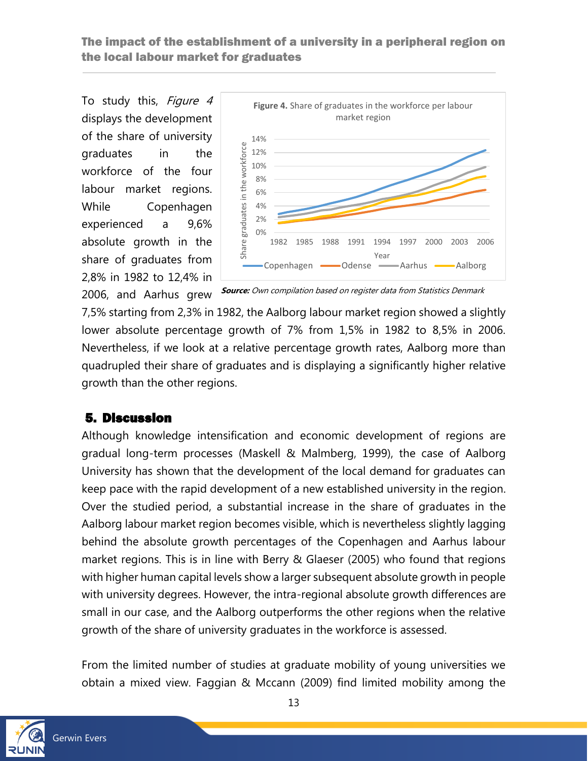To study this, *Figure 4* displays the development of the share of university graduates in the workforce of the four labour market regions. While Copenhagen experienced a 9,6% absolute growth in the share of graduates from 2,8% in 1982 to 12,4% in 2006, and Aarhus grew 7,5% starting from 2,3% in 1982, the Aalborg labour market region showed a slightly lower absolute percentage growth of 7% from 1,5% in 1982 to 8,5% in 2006. Nevertheless, if we look at a relative percentage growth rates, Aalborg more than quadrupled their share of graduates and is displaying a significantly higher relative growth than the other regions.

**Figure 4.** Share of graduates in the workforce per labour market region

***Source:*** *Own compilation based on register data from Statistics Denmark*

## 5. Discussion

Although knowledge intensification and economic development of regions are gradual long-term processes (Maskell & Malmberg, 1999), the case of Aalborg University has shown that the development of the local demand for graduates can keep pace with the rapid development of a new established university in the region. Over the studied period, a substantial increase in the share of graduates in the Aalborg labour market region becomes visible, which is nevertheless slightly lagging behind the absolute growth percentages of the Copenhagen and Aarhus labour market regions. This is in line with Berry & Glaeser (2005) who found that regions with higher human capital levels show a larger subsequent absolute growth in people with university degrees. However, the intra-regional absolute growth differences are small in our case, and the Aalborg outperforms the other regions when the relative growth of the share of university graduates in the workforce is assessed.

From the limited number of studies at graduate mobility of young universities we obtain a mixed view. Faggian & Mccann (2009) find limited mobility among the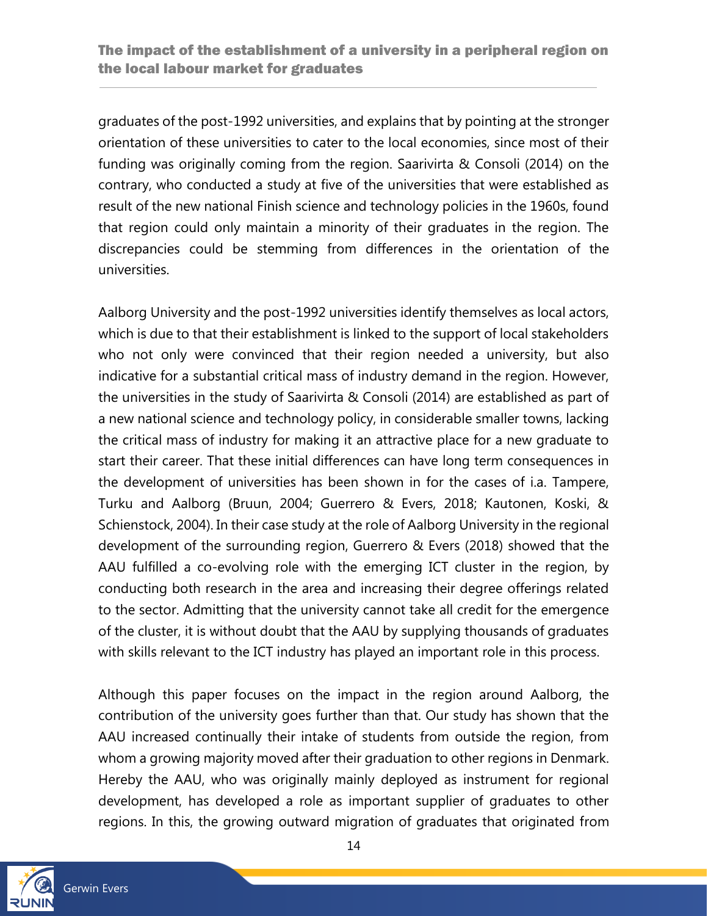graduates of the post-1992 universities, and explains that by pointing at the stronger orientation of these universities to cater to the local economies, since most of their funding was originally coming from the region. Saarivirta & Consoli (2014) on the contrary, who conducted a study at five of the universities that were established as result of the new national Finish science and technology policies in the 1960s, found that region could only maintain a minority of their graduates in the region. The discrepancies could be stemming from differences in the orientation of the universities.

Aalborg University and the post-1992 universities identify themselves as local actors, which is due to that their establishment is linked to the support of local stakeholders who not only were convinced that their region needed a university, but also indicative for a substantial critical mass of industry demand in the region. However, the universities in the study of Saarivirta & Consoli (2014) are established as part of a new national science and technology policy, in considerable smaller towns, lacking the critical mass of industry for making it an attractive place for a new graduate to start their career. That these initial differences can have long term consequences in the development of universities has been shown in for the cases of i.a. Tampere, Turku and Aalborg (Bruun, 2004; Guerrero & Evers, 2018; Kautonen, Koski, & Schienstock, 2004). In their case study at the role of Aalborg University in the regional development of the surrounding region, Guerrero & Evers (2018) showed that the AAU fulfilled a co-evolving role with the emerging ICT cluster in the region, by conducting both research in the area and increasing their degree offerings related to the sector. Admitting that the university cannot take all credit for the emergence of the cluster, it is without doubt that the AAU by supplying thousands of graduates with skills relevant to the ICT industry has played an important role in this process.

Although this paper focuses on the impact in the region around Aalborg, the contribution of the university goes further than that. Our study has shown that the AAU increased continually their intake of students from outside the region, from whom a growing majority moved after their graduation to other regions in Denmark. Hereby the AAU, who was originally mainly deployed as instrument for regional development, has developed a role as important supplier of graduates to other regions. In this, the growing outward migration of graduates that originated from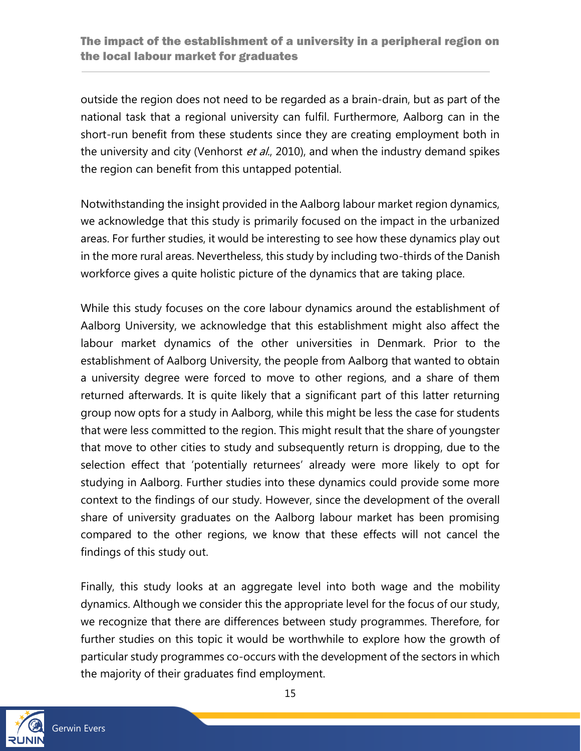outside the region does not need to be regarded as a brain-drain, but as part of the national task that a regional university can fulfil. Furthermore, Aalborg can in the short-run benefit from these students since they are creating employment both in the university and city (Venhorst *et al.*, 2010), and when the industry demand spikes the region can benefit from this untapped potential.

Notwithstanding the insight provided in the Aalborg labour market region dynamics, we acknowledge that this study is primarily focused on the impact in the urbanized areas. For further studies, it would be interesting to see how these dynamics play out in the more rural areas. Nevertheless, this study by including two-thirds of the Danish workforce gives a quite holistic picture of the dynamics that are taking place.

While this study focuses on the core labour dynamics around the establishment of Aalborg University, we acknowledge that this establishment might also affect the labour market dynamics of the other universities in Denmark. Prior to the establishment of Aalborg University, the people from Aalborg that wanted to obtain a university degree were forced to move to other regions, and a share of them returned afterwards. It is quite likely that a significant part of this latter returning group now opts for a study in Aalborg, while this might be less the case for students that were less committed to the region. This might result that the share of youngster that move to other cities to study and subsequently return is dropping, due to the selection effect that 'potentially returnees' already were more likely to opt for studying in Aalborg. Further studies into these dynamics could provide some more context to the findings of our study. However, since the development of the overall share of university graduates on the Aalborg labour market has been promising compared to the other regions, we know that these effects will not cancel the findings of this study out.

Finally, this study looks at an aggregate level into both wage and the mobility dynamics. Although we consider this the appropriate level for the focus of our study, we recognize that there are differences between study programmes. Therefore, for further studies on this topic it would be worthwhile to explore how the growth of particular study programmes co-occurs with the development of the sectors in which the majority of their graduates find employment.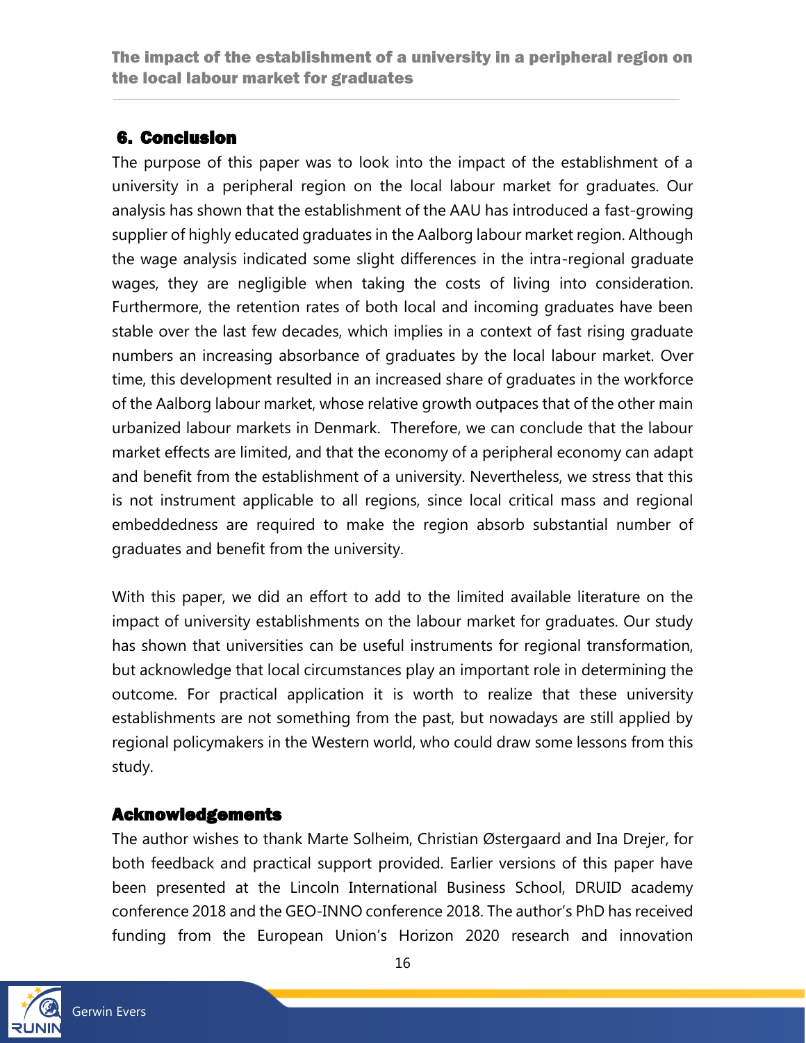## 6. Conclusion

The purpose of this paper was to look into the impact of the establishment of a university in a peripheral region on the local labour market for graduates. Our analysis has shown that the establishment of the AAU has introduced a fast-growing supplier of highly educated graduates in the Aalborg labour market region. Although the wage analysis indicated some slight differences in the intra-regional graduate wages, they are negligible when taking the costs of living into consideration. Furthermore, the retention rates of both local and incoming graduates have been stable over the last few decades, which implies in a context of fast rising graduate numbers an increasing absorbance of graduates by the local labour market. Over time, this development resulted in an increased share of graduates in the workforce of the Aalborg labour market, whose relative growth outpaces that of the other main urbanized labour markets in Denmark. Therefore, we can conclude that the labour market effects are limited, and that the economy of a peripheral economy can adapt and benefit from the establishment of a university. Nevertheless, we stress that this is not instrument applicable to all regions, since local critical mass and regional embeddedness are required to make the region absorb substantial number of graduates and benefit from the university.

With this paper, we did an effort to add to the limited available literature on the impact of university establishments on the labour market for graduates. Our study has shown that universities can be useful instruments for regional transformation, but acknowledge that local circumstances play an important role in determining the outcome. For practical application it is worth to realize that these university establishments are not something from the past, but nowadays are still applied by regional policymakers in the Western world, who could draw some lessons from this study.

## Acknowledgements

The author wishes to thank Marte Solheim, Christian Østergaard and Ina Drejer, for both feedback and practical support provided. Earlier versions of this paper have been presented at the Lincoln International Business School, DRUID academy conference 2018 and the GEO-INNO conference 2018. The author's PhD has received funding from the European Union's Horizon 2020 research and innovation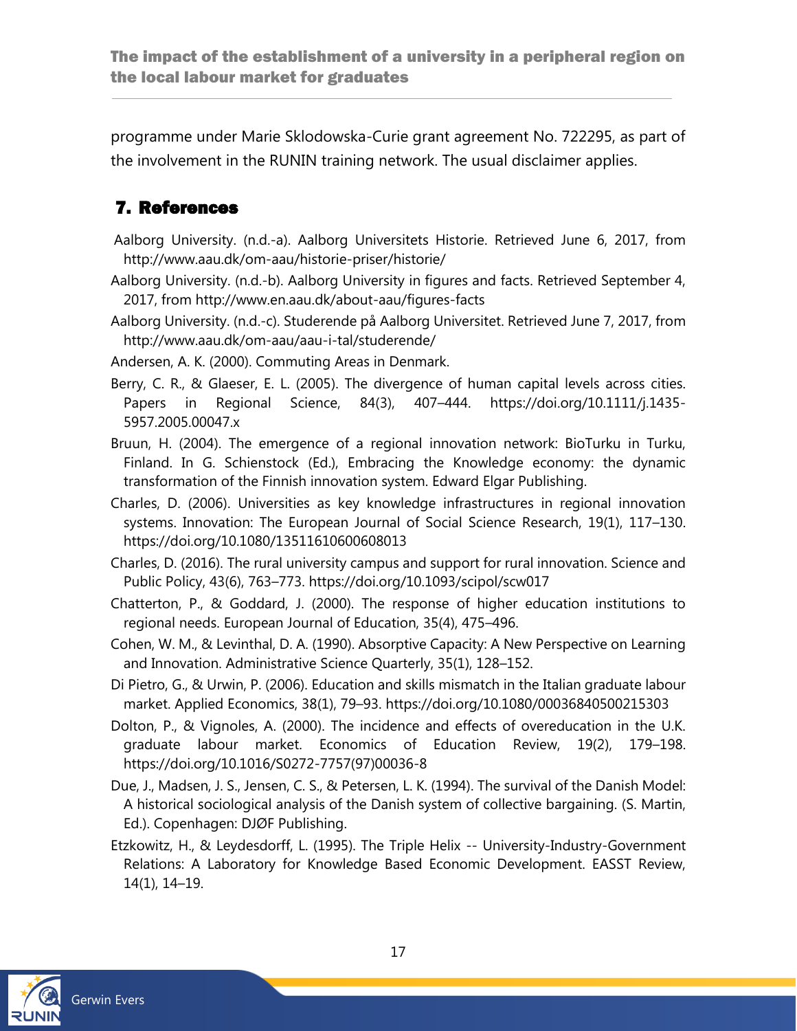programme under Marie Sklodowska-Curie grant agreement No. 722295, as part of the involvement in the RUNIN training network. The usual disclaimer applies.

## 7. References

Aalborg University. (n.d.-a). Aalborg Universitets Historie. Retrieved June 6, 2017, from http://www.aau.dk/om-aau/historie-priser/historie/

Aalborg University. (n.d.-b). Aalborg University in figures and facts. Retrieved September 4, 2017, from http://www.en.aau.dk/about-aau/figures-facts

Aalborg University. (n.d.-c). Studerende på Aalborg Universitet. Retrieved June 7, 2017, from http://www.aau.dk/om-aau/aau-i-tal/studerende/

Andersen, A. K. (2000). Commuting Areas in Denmark.

Berry, C. R., & Glaeser, E. L. (2005). The divergence of human capital levels across cities. Papers in Regional Science, 84(3), 407–444. https://doi.org/10.1111/j.1435-5957.2005.00047.x

Bruun, H. (2004). The emergence of a regional innovation network: BioTurku in Turku, Finland. In G. Schienstock (Ed.), Embracing the Knowledge economy: the dynamic transformation of the Finnish innovation system. Edward Elgar Publishing.

Charles, D. (2006). Universities as key knowledge infrastructures in regional innovation systems. Innovation: The European Journal of Social Science Research, 19(1), 117–130. https://doi.org/10.1080/13511610600608013

Charles, D. (2016). The rural university campus and support for rural innovation. Science and Public Policy, 43(6), 763–773. https://doi.org/10.1093/scipol/scw017

Chatterton, P., & Goddard, J. (2000). The response of higher education institutions to regional needs. European Journal of Education, 35(4), 475–496.

Cohen, W. M., & Levinthal, D. A. (1990). Absorptive Capacity: A New Perspective on Learning and Innovation. Administrative Science Quarterly, 35(1), 128–152.

Di Pietro, G., & Urwin, P. (2006). Education and skills mismatch in the Italian graduate labour market. Applied Economics, 38(1), 79–93. https://doi.org/10.1080/00036840500215303

Dolton, P., & Vignoles, A. (2000). The incidence and effects of overeducation in the U.K. graduate labour market. Economics of Education Review, 19(2), 179–198. https://doi.org/10.1016/S0272-7757(97)00036-8

Due, J., Madsen, J. S., Jensen, C. S., & Petersen, L. K. (1994). The survival of the Danish Model: A historical sociological analysis of the Danish system of collective bargaining. (S. Martin, Ed.). Copenhagen: DJØF Publishing.

Etzkowitz, H., & Leydesdorff, L. (1995). The Triple Helix -- University-Industry-Government Relations: A Laboratory for Knowledge Based Economic Development. EASST Review, 14(1), 14–19.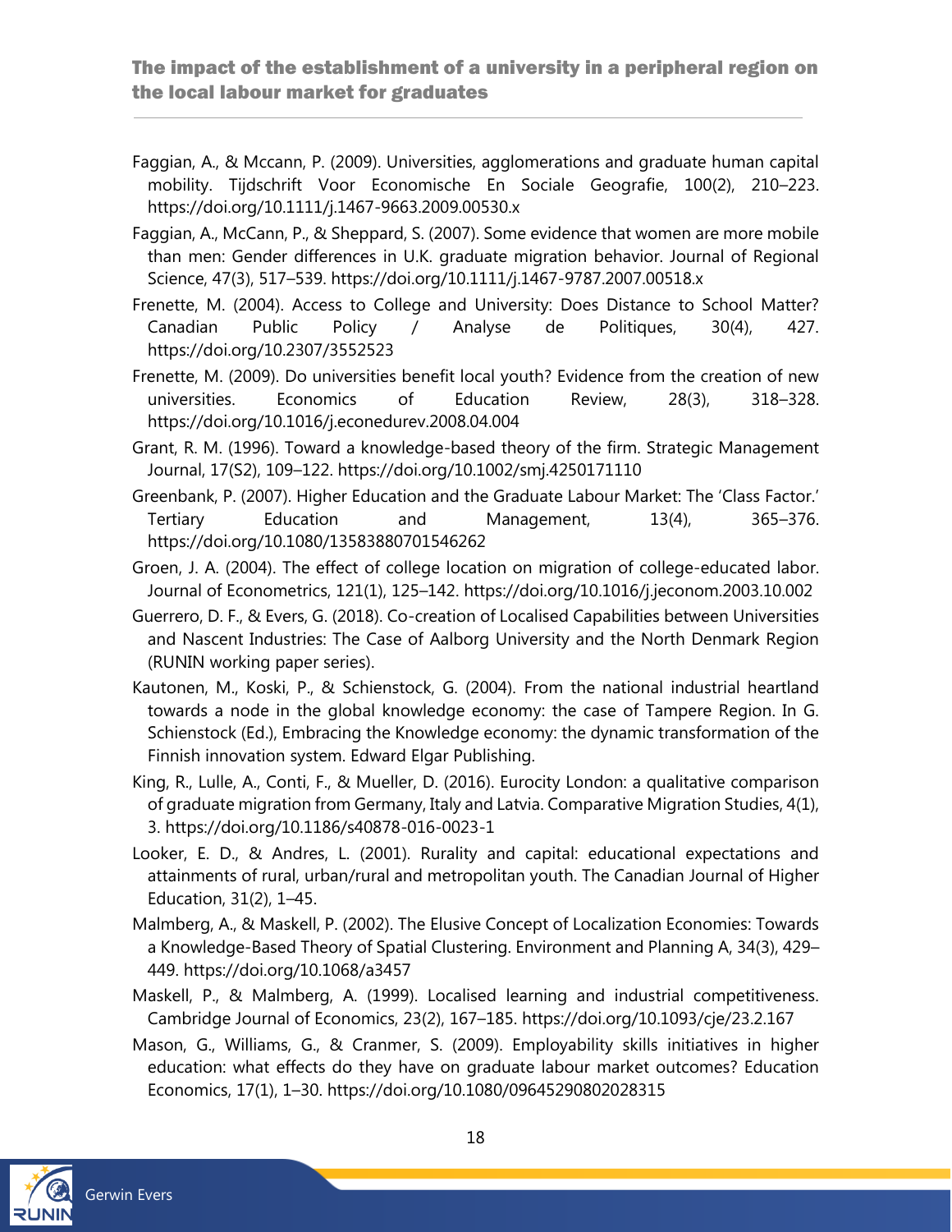Faggian, A., & Mccann, P. (2009). Universities, agglomerations and graduate human capital mobility. Tijdschrift Voor Economische En Sociale Geografie, 100(2), 210–223. https://doi.org/10.1111/j.1467-9663.2009.00530.x

Faggian, A., McCann, P., & Sheppard, S. (2007). Some evidence that women are more mobile than men: Gender differences in U.K. graduate migration behavior. Journal of Regional Science, 47(3), 517–539. https://doi.org/10.1111/j.1467-9787.2007.00518.x

Frenette, M. (2004). Access to College and University: Does Distance to School Matter? Canadian Public Policy / Analyse de Politiques, 30(4), 427. https://doi.org/10.2307/3552523

Frenette, M. (2009). Do universities benefit local youth? Evidence from the creation of new universities. Economics of Education Review, 28(3), 318–328. https://doi.org/10.1016/j.econedurev.2008.04.004

Grant, R. M. (1996). Toward a knowledge-based theory of the firm. Strategic Management Journal, 17(S2), 109–122. https://doi.org/10.1002/smj.4250171110

Greenbank, P. (2007). Higher Education and the Graduate Labour Market: The 'Class Factor.' Tertiary Education and Management, 13(4), 365–376. https://doi.org/10.1080/13583880701546262

Groen, J. A. (2004). The effect of college location on migration of college-educated labor. Journal of Econometrics, 121(1), 125–142. https://doi.org/10.1016/j.jeconom.2003.10.002

Guerrero, D. F., & Evers, G. (2018). Co-creation of Localised Capabilities between Universities and Nascent Industries: The Case of Aalborg University and the North Denmark Region (RUNIN working paper series).

Kautonen, M., Koski, P., & Schienstock, G. (2004). From the national industrial heartland towards a node in the global knowledge economy: the case of Tampere Region. In G. Schienstock (Ed.), Embracing the Knowledge economy: the dynamic transformation of the Finnish innovation system. Edward Elgar Publishing.

King, R., Lulle, A., Conti, F., & Mueller, D. (2016). Eurocity London: a qualitative comparison of graduate migration from Germany, Italy and Latvia. Comparative Migration Studies, 4(1), 3. https://doi.org/10.1186/s40878-016-0023-1

Looker, E. D., & Andres, L. (2001). Rurality and capital: educational expectations and attainments of rural, urban/rural and metropolitan youth. The Canadian Journal of Higher Education, 31(2), 1–45.

Malmberg, A., & Maskell, P. (2002). The Elusive Concept of Localization Economies: Towards a Knowledge-Based Theory of Spatial Clustering. Environment and Planning A, 34(3), 429–449. https://doi.org/10.1068/a3457

Maskell, P., & Malmberg, A. (1999). Localised learning and industrial competitiveness. Cambridge Journal of Economics, 23(2), 167–185. https://doi.org/10.1093/cje/23.2.167

Mason, G., Williams, G., & Cranmer, S. (2009). Employability skills initiatives in higher education: what effects do they have on graduate labour market outcomes? Education Economics, 17(1), 1–30. https://doi.org/10.1080/09645290802028315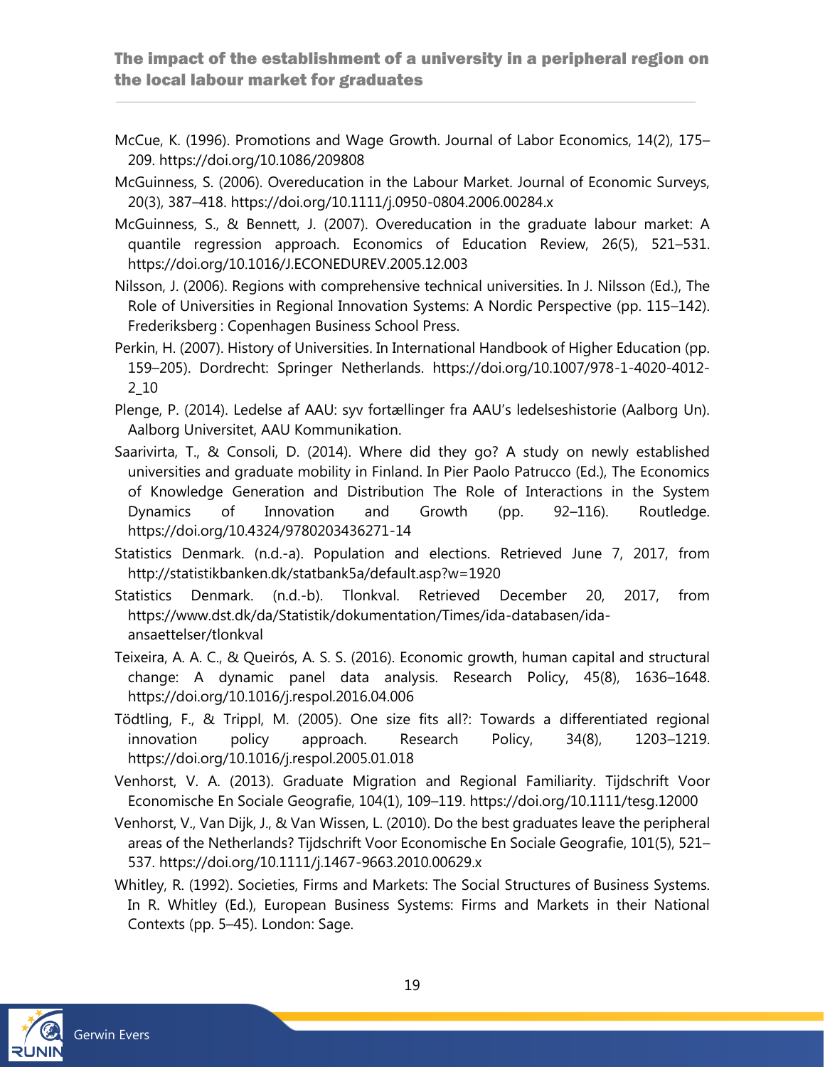McCue, K. (1996). Promotions and Wage Growth. Journal of Labor Economics, 14(2), 175–209. https://doi.org/10.1086/209808

McGuinness, S. (2006). Overeducation in the Labour Market. Journal of Economic Surveys, 20(3), 387–418. https://doi.org/10.1111/j.0950-0804.2006.00284.x

McGuinness, S., & Bennett, J. (2007). Overeducation in the graduate labour market: A quantile regression approach. Economics of Education Review, 26(5), 521–531. https://doi.org/10.1016/J.ECONEDUREV.2005.12.003

Nilsson, J. (2006). Regions with comprehensive technical universities. In J. Nilsson (Ed.), The Role of Universities in Regional Innovation Systems: A Nordic Perspective (pp. 115–142). Frederiksberg : Copenhagen Business School Press.

Perkin, H. (2007). History of Universities. In International Handbook of Higher Education (pp. 159–205). Dordrecht: Springer Netherlands. https://doi.org/10.1007/978-1-4020-4012-2_10

Plenge, P. (2014). Ledelse af AAU: syv fortællinger fra AAU's ledelseshistorie (Aalborg Un). Aalborg Universitet, AAU Kommunikation.

Saarivirta, T., & Consoli, D. (2014). Where did they go? A study on newly established universities and graduate mobility in Finland. In Pier Paolo Patrucco (Ed.), The Economics of Knowledge Generation and Distribution The Role of Interactions in the System Dynamics of Innovation and Growth (pp. 92–116). Routledge. https://doi.org/10.4324/9780203436271-14

Statistics Denmark. (n.d.-a). Population and elections. Retrieved June 7, 2017, from http://statistikbanken.dk/statbank5a/default.asp?w=1920

Statistics Denmark. (n.d.-b). Tlonkval. Retrieved December 20, 2017, from https://www.dst.dk/da/Statistik/dokumentation/Times/ida-databasen/ida-ansaettelser/tlonkval

Teixeira, A. A. C., & Queirós, A. S. S. (2016). Economic growth, human capital and structural change: A dynamic panel data analysis. Research Policy, 45(8), 1636–1648. https://doi.org/10.1016/j.respol.2016.04.006

Tödtling, F., & Trippl, M. (2005). One size fits all?: Towards a differentiated regional innovation policy approach. Research Policy, 34(8), 1203–1219. https://doi.org/10.1016/j.respol.2005.01.018

Venhorst, V. A. (2013). Graduate Migration and Regional Familiarity. Tijdschrift Voor Economische En Sociale Geografie, 104(1), 109–119. https://doi.org/10.1111/tesg.12000

Venhorst, V., Van Dijk, J., & Van Wissen, L. (2010). Do the best graduates leave the peripheral areas of the Netherlands? Tijdschrift Voor Economische En Sociale Geografie, 101(5), 521–537. https://doi.org/10.1111/j.1467-9663.2010.00629.x

Whitley, R. (1992). Societies, Firms and Markets: The Social Structures of Business Systems. In R. Whitley (Ed.), European Business Systems: Firms and Markets in their National Contexts (pp. 5–45). London: Sage.